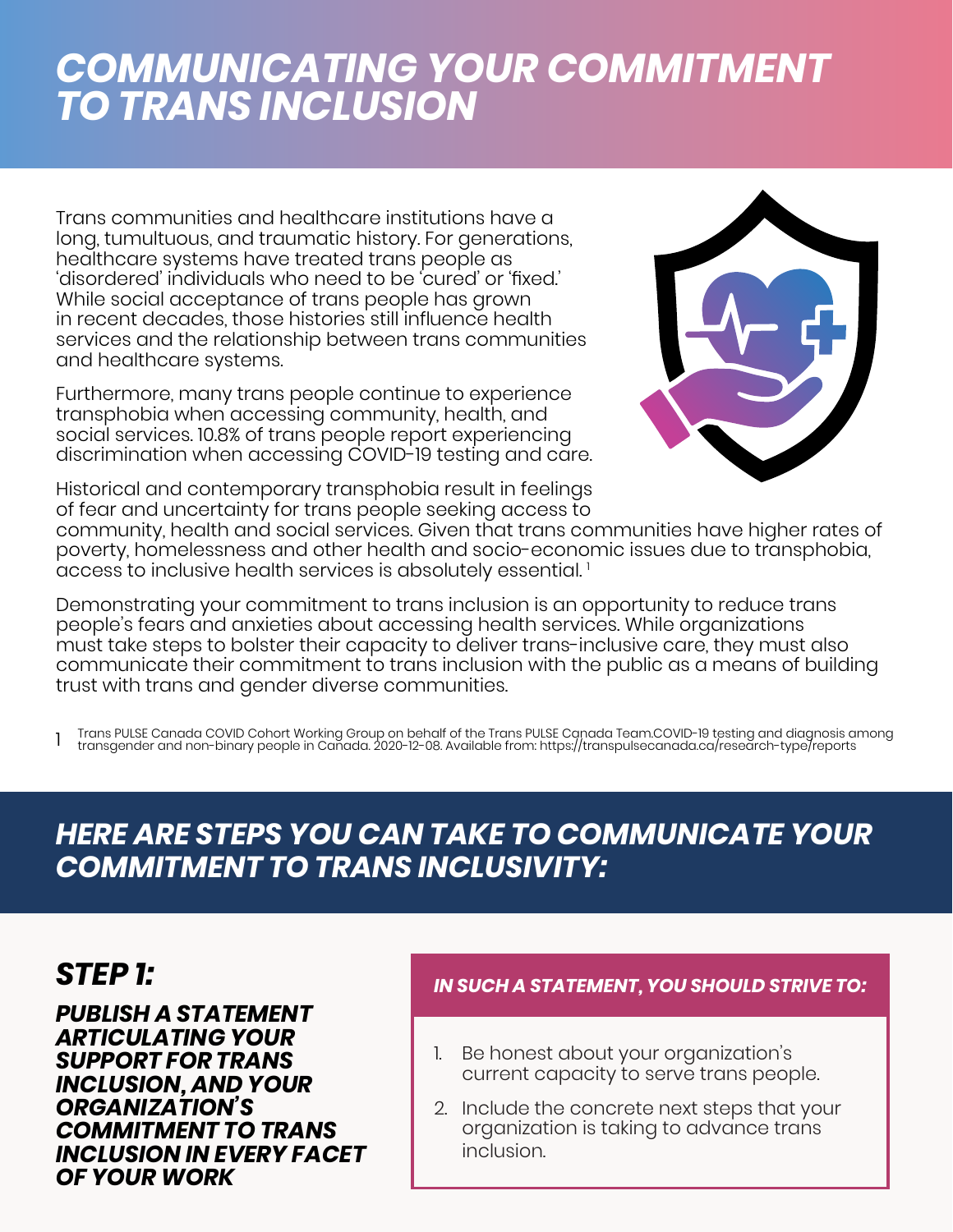# COMMUNICATING YOUR COMMITMENT TO TRANS INCLUSION

Trans communities and healthcare institutions have a long, tumultuous, and traumatic history. For generations, healthcare systems have treated trans people as 'disordered' individuals who need to be 'cured' or 'fixed.' While social acceptance of trans people has grown in recent decades, those histories still influence health services and the relationship between trans communities and healthcare systems.

Furthermore, many trans people continue to experience transphobia when accessing community, health, and social services. 10.8% of trans people report experiencing discrimination when accessing COVID-19 testing and care.

Historical and contemporary transphobia result in feelings of fear and uncertainty for trans people seeking access to community, health and social services. Given that trans communities have higher rates of poverty, homelessness and other health and socio-economic issues due to transphobia, access to inclusive health services is absolutely essential. [1]

Demonstrating your commitment to trans inclusion is an opportunity to reduce trans people's fears and anxieties about accessing health services. While organizations must take steps to bolster their capacity to deliver trans-inclusive care, they must also communicate their commitment to trans inclusion with the public as a means of building trust with trans and gender diverse communities.

1 Trans PULSE Canada COVID Cohort Working Group on behalf of the Trans PULSE Canada Team.COVID-19 testing and diagnosis among transgender and non-binary people in Canada. 2020-12-08. Available from: https://transpulsecanada.ca/research-type/reports

## HERE ARE STEPS YOU CAN TAKE TO COMMUNICATE YOUR COMMITMENT TO TRANS INCLUSIVITY:

### STEP 1:

***PUBLISH A STATEMENT ARTICULATING YOUR SUPPORT FOR TRANS INCLUSION, AND YOUR ORGANIZATION'S COMMITMENT TO TRANS INCLUSION IN EVERY FACET OF YOUR WORK***

***IN SUCH A STATEMENT, YOU SHOULD STRIVE TO:***

1. Be honest about your organization's current capacity to serve trans people.
2. Include the concrete next steps that your organization is taking to advance trans inclusion.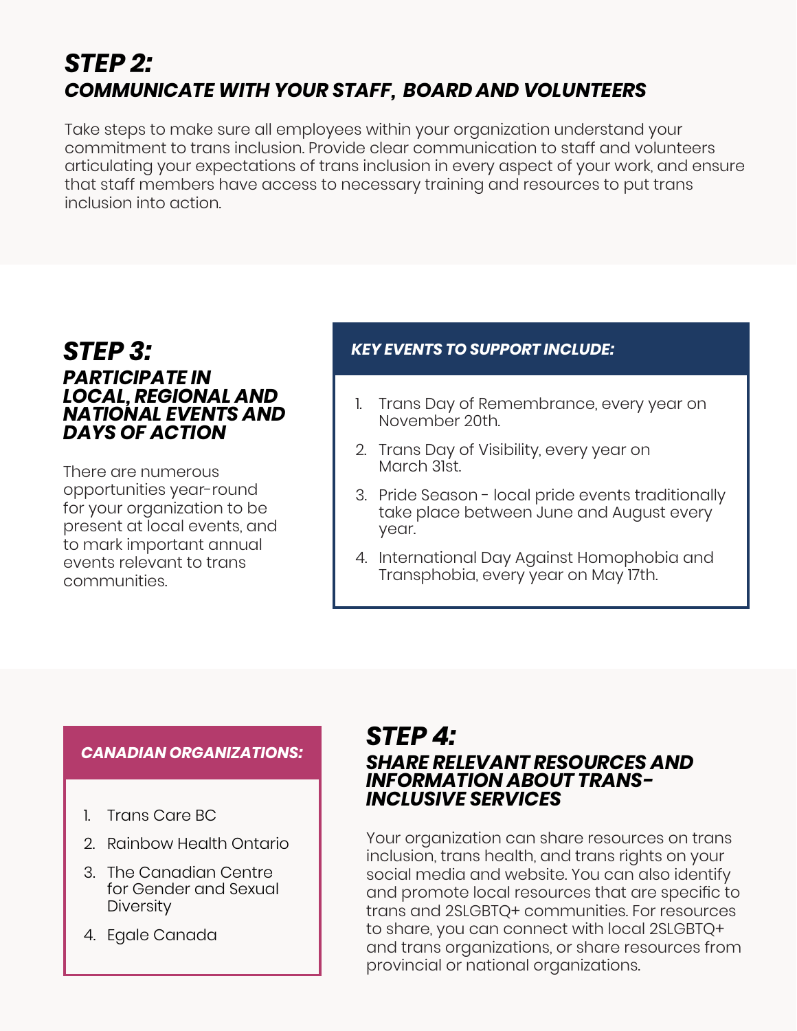## STEP 2:
### COMMUNICATE WITH YOUR STAFF, BOARD AND VOLUNTEERS

Take steps to make sure all employees within your organization understand your commitment to trans inclusion. Provide clear communication to staff and volunteers articulating your expectations of trans inclusion in every aspect of your work, and ensure that staff members have access to necessary training and resources to put trans inclusion into action.

## STEP 3:
### PARTICIPATE IN LOCAL, REGIONAL AND NATIONAL EVENTS AND DAYS OF ACTION

There are numerous opportunities year-round for your organization to be present at local events, and to mark important annual events relevant to trans communities.

**KEY EVENTS TO SUPPORT INCLUDE:**

1. Trans Day of Remembrance, every year on November 20th.
2. Trans Day of Visibility, every year on March 31st.
3. Pride Season - local pride events traditionally take place between June and August every year.
4. International Day Against Homophobia and Transphobia, every year on May 17th.

## STEP 4:
### SHARE RELEVANT RESOURCES AND INFORMATION ABOUT TRANS-INCLUSIVE SERVICES

Your organization can share resources on trans inclusion, trans health, and trans rights on your social media and website. You can also identify and promote local resources that are specific to trans and 2SLGBTQ+ communities. For resources to share, you can connect with local 2SLGBTQ+ and trans organizations, or share resources from provincial or national organizations.

**CANADIAN ORGANIZATIONS:**

1. Trans Care BC
2. Rainbow Health Ontario
3. The Canadian Centre for Gender and Sexual Diversity
4. Egale Canada